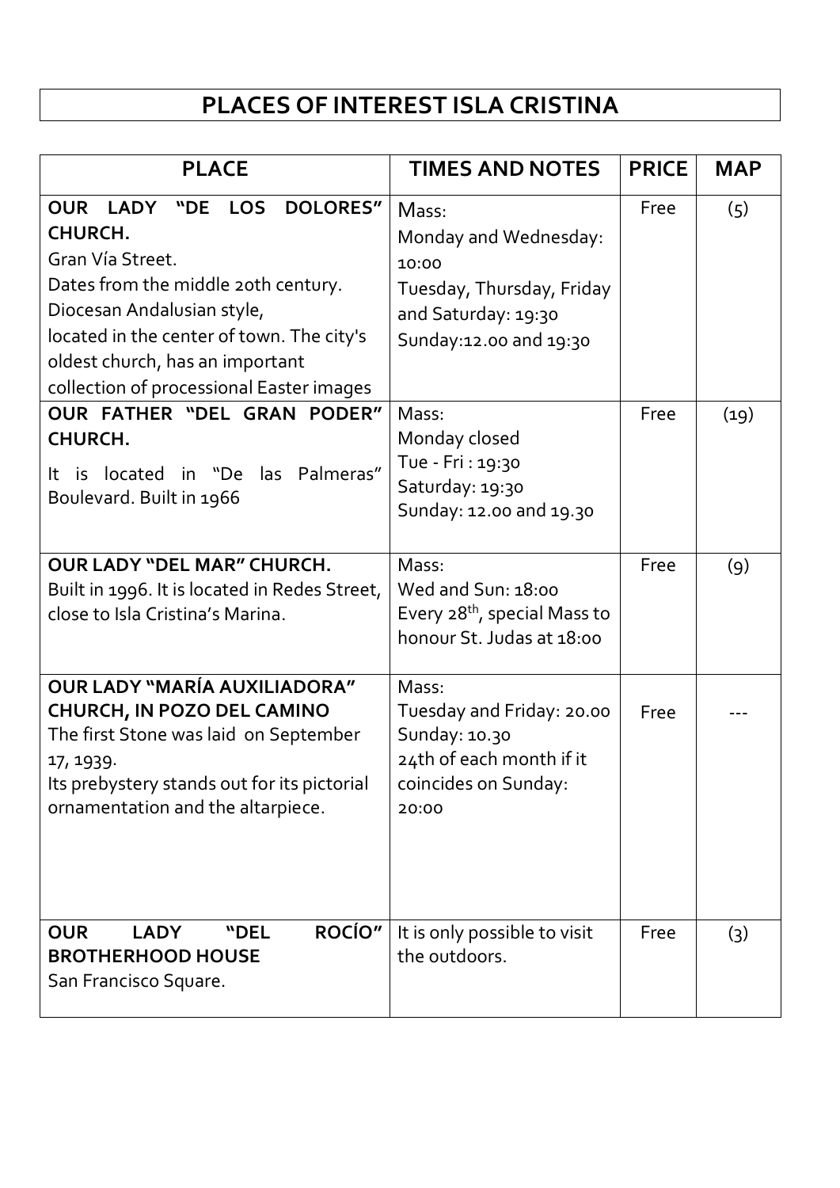# PLACES OF INTEREST ISLA CRISTINA

| PLACE | TIMES AND NOTES | PRICE | MAP |
|---|---|---|---|
| **OUR LADY "DE LOS DOLORES" CHURCH.**<br>Gran Vía Street.<br>Dates from the middle 20th century. Diocesan Andalusian style,<br>located in the center of town. The city's oldest church, has an important collection of processional Easter images | Mass:<br>Monday and Wednesday: 10:00<br>Tuesday, Thursday, Friday and Saturday: 19:30<br>Sunday:12.00 and 19:30 | Free | (5) |
| **OUR FATHER "DEL GRAN PODER" CHURCH.**<br>It is located in "De las Palmeras" Boulevard. Built in 1966 | Mass:<br>Monday closed<br>Tue - Fri : 19:30<br>Saturday: 19:30<br>Sunday: 12.00 and 19.30 | Free | (19) |
| **OUR LADY "DEL MAR" CHURCH.**<br>Built in 1996. It is located in Redes Street, close to Isla Cristina's Marina. | Mass:<br>Wed and Sun: 18:00<br>Every 28th, special Mass to honour St. Judas at 18:00 | Free | (9) |
| **OUR LADY "MARÍA AUXILIADORA" CHURCH, IN POZO DEL CAMINO**<br>The first Stone was laid on September 17, 1939.<br>Its prebystery stands out for its pictorial ornamentation and the altarpiece. | Mass:<br>Tuesday and Friday: 20.00<br>Sunday: 10.30<br>24th of each month if it coincides on Sunday: 20:00 | Free | --- |
| **OUR LADY "DEL ROCÍO" BROTHERHOOD HOUSE**<br>San Francisco Square. | It is only possible to visit the outdoors. | Free | (3) |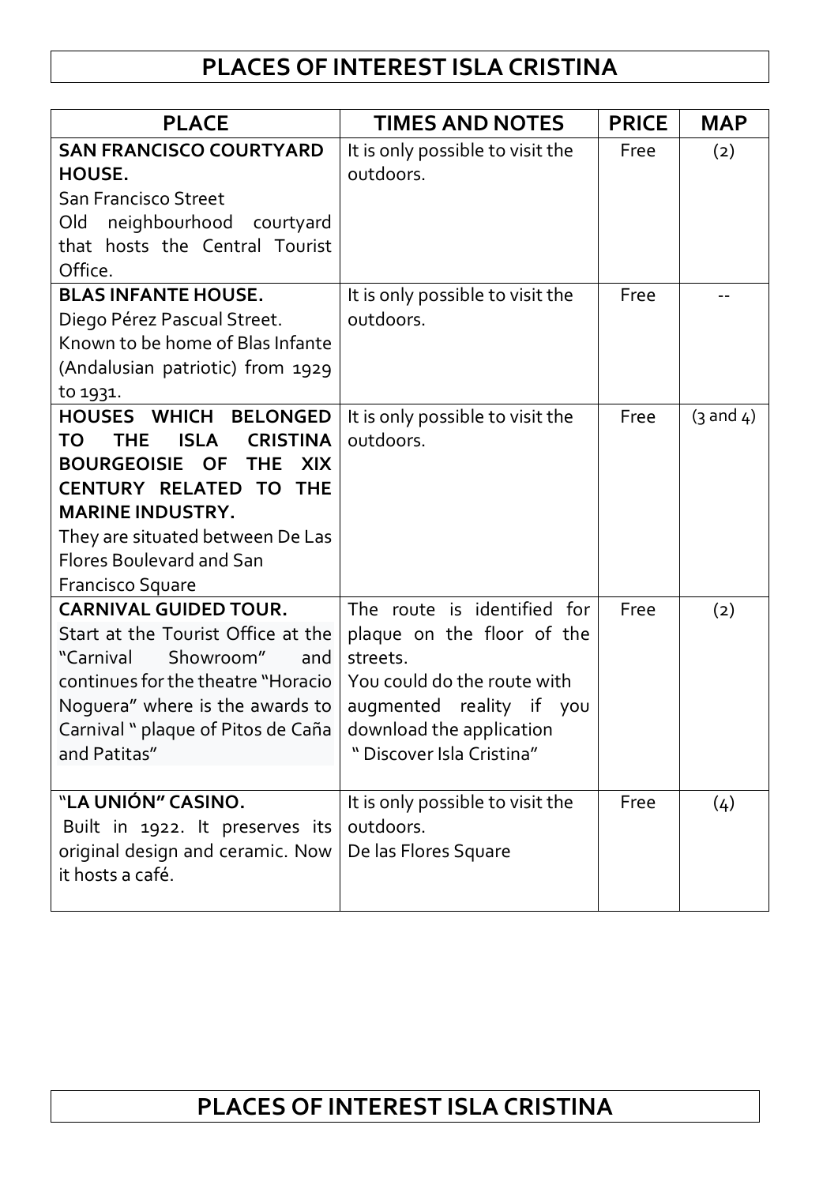# PLACES OF INTEREST ISLA CRISTINA

| PLACE | TIMES AND NOTES | PRICE | MAP |
|---|---|---|---|
| **SAN FRANCISCO COURTYARD HOUSE.** San Francisco Street Old neighbourhood courtyard that hosts the Central Tourist Office. | It is only possible to visit the outdoors. | Free | (2) |
| **BLAS INFANTE HOUSE.** Diego Pérez Pascual Street. Known to be home of Blas Infante (Andalusian patriotic) from 1929 to 1931. | It is only possible to visit the outdoors. | Free | -- |
| **HOUSES WHICH BELONGED TO THE ISLA CRISTINA BOURGEOISIE OF THE XIX CENTURY RELATED TO THE MARINE INDUSTRY.** They are situated between De Las Flores Boulevard and San Francisco Square | It is only possible to visit the outdoors. | Free | (3 and 4) |
| **CARNIVAL GUIDED TOUR.** Start at the Tourist Office at the "Carnival Showroom" and continues for the theatre "Horacio Noguera" where is the awards to Carnival " plaque of Pitos de Caña and Patitas" | The route is identified for plaque on the floor of the streets. You could do the route with augmented reality if you download the application " Discover Isla Cristina" | Free | (2) |
| **"LA UNIÓN" CASINO.** Built in 1922. It preserves its original design and ceramic. Now it hosts a café. | It is only possible to visit the outdoors. De las Flores Square | Free | (4) |

# PLACES OF INTEREST ISLA CRISTINA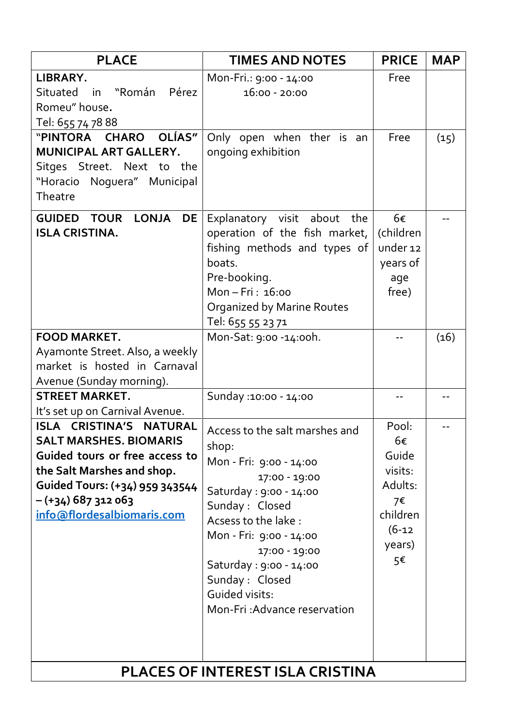| PLACE | TIMES AND NOTES | PRICE | MAP |
|---|---|---|---|
| **LIBRARY.** Situated in "Román Pérez Romeu" house**.** Tel: 655 74 78 88 | Mon-Fri.: 9:00 - 14:00<br>16:00 - 20:00 | Free | |
| **"PINTORA CHARO OLÍAS" MUNICIPAL ART GALLERY.** Sitges Street. Next to the "Horacio Noguera" Municipal Theatre | Only open when ther is an ongoing exhibition | Free | (15) |
| **GUIDED TOUR LONJA DE ISLA CRISTINA.** | Explanatory visit about the operation of the fish market, fishing methods and types of boats.<br>Pre-booking.<br>Mon – Fri : 16:00<br>Organized by Marine Routes<br>Tel: 655 55 23 71 | 6€ (children under 12 years of age free) | -- |
| **FOOD MARKET.** Ayamonte Street. Also, a weekly market is hosted in Carnaval Avenue (Sunday morning). | Mon-Sat: 9:00 -14:00h. | -- | (16) |
| **STREET MARKET.** It's set up on Carnival Avenue. | Sunday :10:00 - 14:00 | -- | -- |
| **ISLA CRISTINA'S NATURAL SALT MARSHES. BIOMARIS** **Guided tours or free access to the Salt Marshes and shop.** **Guided Tours: (+34) 959 343544 – (+34) 687 312 063** **info@flordesalbiomaris.com** | Access to the salt marshes and shop:<br>Mon - Fri: 9:00 - 14:00<br>17:00 - 19:00<br>Saturday : 9:00 - 14:00<br>Sunday : Closed<br>Acsess to the lake :<br>Mon - Fri: 9:00 - 14:00<br>17:00 - 19:00<br>Saturday : 9:00 - 14:00<br>Sunday : Closed<br>Guided visits:<br>Mon-Fri :Advance reservation | Pool: 6€<br>Guide visits: Adults: 7€<br>children (6-12 years) 5€ | -- |

## PLACES OF INTEREST ISLA CRISTINA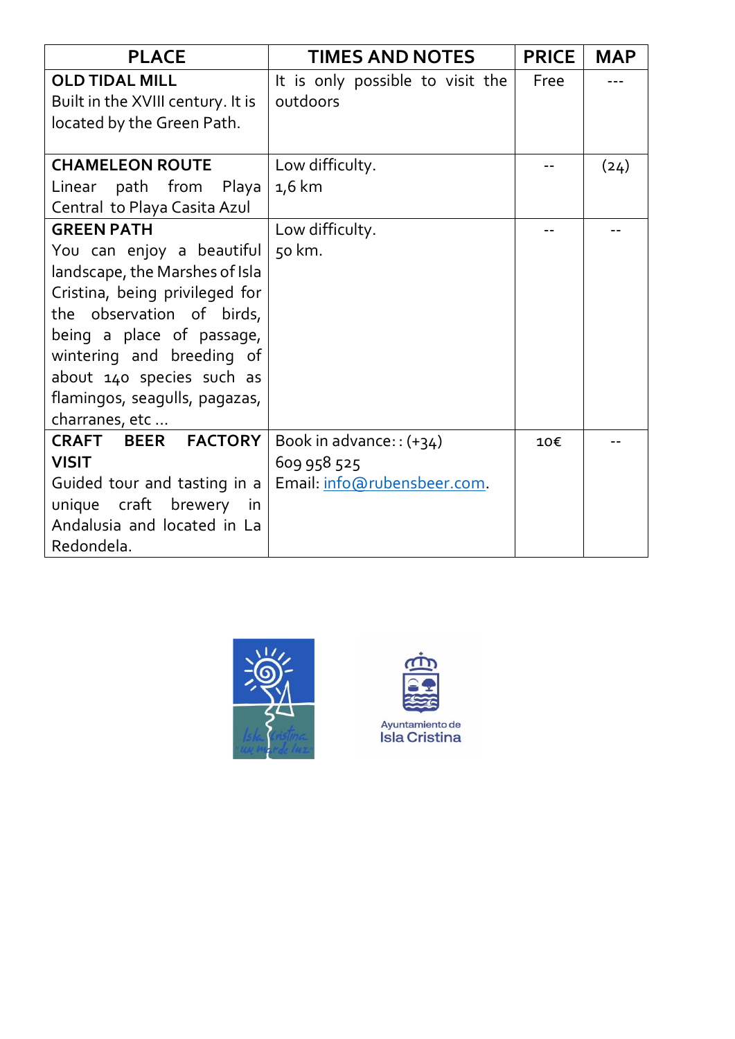| PLACE | TIMES AND NOTES | PRICE | MAP |
|---|---|---|---|
| **OLD TIDAL MILL**<br>Built in the XVIII century. It is located by the Green Path. | It is only possible to visit the outdoors | Free | --- |
| **CHAMELEON ROUTE**<br>Linear path from Playa Central to Playa Casita Azul | Low difficulty.<br>1,6 km | -- | (24) |
| **GREEN PATH**<br>You can enjoy a beautiful landscape, the Marshes of Isla Cristina, being privileged for the observation of birds, being a place of passage, wintering and breeding of about 140 species such as flamingos, seagulls, pagazas, charranes, etc … | Low difficulty.<br>50 km. | -- | -- |
| **CRAFT BEER FACTORY VISIT**<br>Guided tour and tasting in a unique craft brewery in Andalusia and located in La Redondela. | Book in advance: : (+34) 609 958 525<br>Email: info@rubensbeer.com. | 10€ | -- |

Ayuntamiento de Isla Cristina